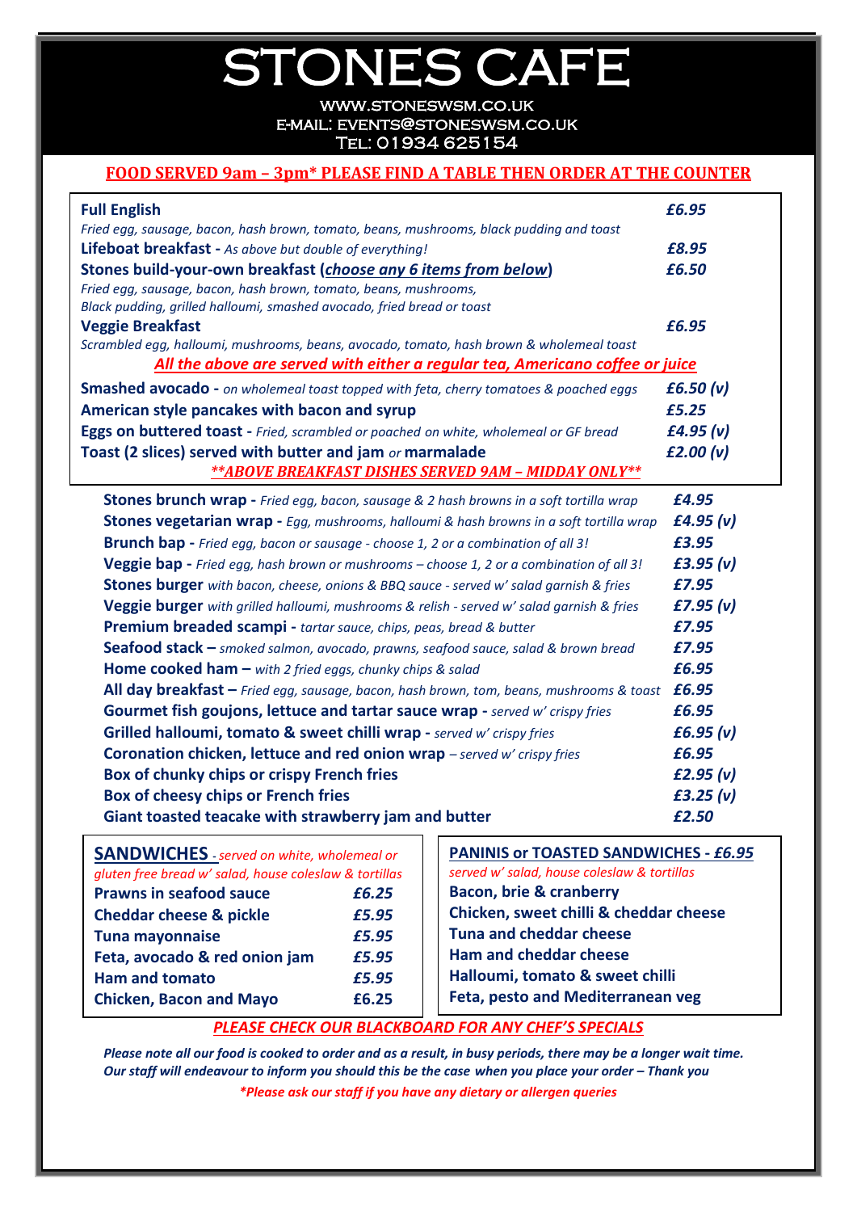# STONES CAFE

WWW.STONESWSM.CO.UK
E-MAIL: EVENTS@STONESWSM.CO.UK
TEL: 01934 625154

**FOOD SERVED 9am – 3pm* PLEASE FIND A TABLE THEN ORDER AT THE COUNTER**

| Item | Price |
|---|---|
| **Full English**<br>*Fried egg, sausage, bacon, hash brown, tomato, beans, mushrooms, black pudding and toast* | *£6.95* |
| **Lifeboat breakfast -** *As above but double of everything!* | *£8.95* |
| **Stones build-your-own breakfast (*choose any 6 items from below*)**<br>*Fried egg, sausage, bacon, hash brown, tomato, beans, mushrooms, Black pudding, grilled halloumi, smashed avocado, fried bread or toast* | *£6.50* |
| **Veggie Breakfast**<br>*Scrambled egg, halloumi, mushrooms, beans, avocado, tomato, hash brown & wholemeal toast* | *£6.95* |

***All the above are served with either a regular tea, Americano coffee or juice***

| Item | Price |
|---|---|
| **Smashed avocado -** *on wholemeal toast topped with feta, cherry tomatoes & poached eggs* | *£6.50 (v)* |
| **American style pancakes with bacon and syrup** | *£5.25* |
| **Eggs on buttered toast -** *Fried, scrambled or poached on white, wholemeal or GF bread* | *£4.95 (v)* |
| **Toast (2 slices) served with butter and jam** *or* **marmalade** | *£2.00 (v)* |

***\*\*ABOVE BREAKFAST DISHES SERVED 9AM – MIDDAY ONLY\*\****

| Item | Price |
|---|---|
| **Stones brunch wrap -** *Fried egg, bacon, sausage & 2 hash browns in a soft tortilla wrap* | *£4.95* |
| **Stones vegetarian wrap -** *Egg, mushrooms, halloumi & hash browns in a soft tortilla wrap* | *£4.95 (v)* |
| **Brunch bap -** *Fried egg, bacon or sausage - choose 1, 2 or a combination of all 3!* | *£3.95* |
| **Veggie bap -** *Fried egg, hash brown or mushrooms – choose 1, 2 or a combination of all 3!* | *£3.95 (v)* |
| **Stones burger** *with bacon, cheese, onions & BBQ sauce - served w' salad garnish & fries* | *£7.95* |
| **Veggie burger** *with grilled halloumi, mushrooms & relish - served w' salad garnish & fries* | *£7.95 (v)* |
| **Premium breaded scampi -** *tartar sauce, chips, peas, bread & butter* | *£7.95* |
| **Seafood stack –** *smoked salmon, avocado, prawns, seafood sauce, salad & brown bread* | *£7.95* |
| **Home cooked ham –** *with 2 fried eggs, chunky chips & salad* | *£6.95* |
| **All day breakfast –** *Fried egg, sausage, bacon, hash brown, tom, beans, mushrooms & toast* | *£6.95* |
| **Gourmet fish goujons, lettuce and tartar sauce wrap -** *served w' crispy fries* | *£6.95* |
| **Grilled halloumi, tomato & sweet chilli wrap -** *served w' crispy fries* | *£6.95 (v)* |
| **Coronation chicken, lettuce and red onion wrap** *– served w' crispy fries* | *£6.95* |
| **Box of chunky chips or crispy French fries** | *£2.95 (v)* |
| **Box of cheesy chips or French fries** | *£3.25 (v)* |
| **Giant toasted teacake with strawberry jam and butter** | *£2.50* |

## SANDWICHES
*- served on white, wholemeal or gluten free bread w' salad, house coleslaw & tortillas*

| Sandwich | Price |
|---|---|
| **Prawns in seafood sauce** | *£6.25* |
| **Cheddar cheese & pickle** | *£5.95* |
| **Tuna mayonnaise** | *£5.95* |
| **Feta, avocado & red onion jam** | *£5.95* |
| **Ham and tomato** | *£5.95* |
| **Chicken, Bacon and Mayo** | **£6.25** |

## PANINIS or TOASTED SANDWICHES - *£6.95*
*served w' salad, house coleslaw & tortillas*

- **Bacon, brie & cranberry**
- **Chicken, sweet chilli & cheddar cheese**
- **Tuna and cheddar cheese**
- **Ham and cheddar cheese**
- **Halloumi, tomato & sweet chilli**
- **Feta, pesto and Mediterranean veg**

***PLEASE CHECK OUR BLACKBOARD FOR ANY CHEF'S SPECIALS***

***Please note all our food is cooked to order and as a result, in busy periods, there may be a longer wait time. Our staff will endeavour to inform you should this be the case when you place your order – Thank you***

****Please ask our staff if you have any dietary or allergen queries***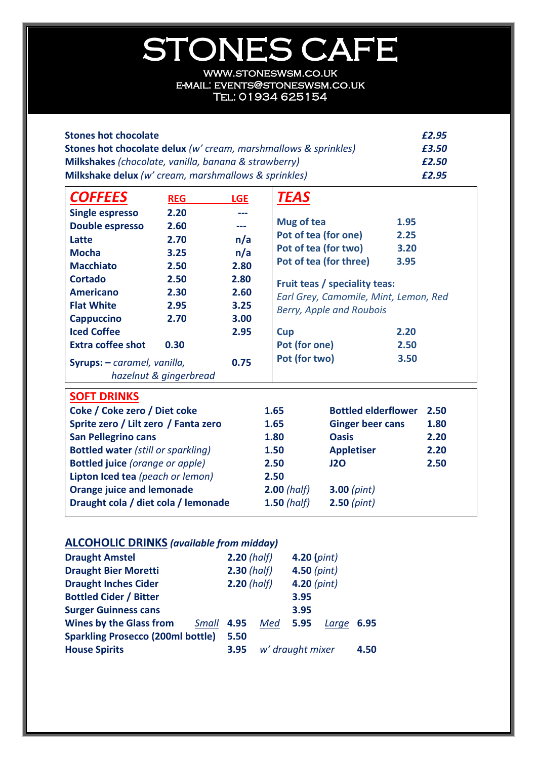# STONES CAFE

WWW.STONESWSM.CO.UK
E-MAIL: EVENTS@STONESWSM.CO.UK
TEL: 01934 625154

| | |
|---|---|
| **Stones hot chocolate** | ***£2.95*** |
| **Stones hot chocolate delux** *(w' cream, marshmallows & sprinkles)* | ***£3.50*** |
| **Milkshakes** *(chocolate, vanilla, banana & strawberry)* | ***£2.50*** |
| **Milkshake delux** *(w' cream, marshmallows & sprinkles)* | ***£2.95*** |

## COFFEES

| | REG | LGE |
|---|---|---|
| **Single espresso** | 2.20 | --- |
| **Double espresso** | 2.60 | --- |
| **Latte** | 2.70 | n/a |
| **Mocha** | 3.25 | n/a |
| **Macchiato** | 2.50 | 2.80 |
| **Cortado** | 2.50 | 2.80 |
| **Americano** | 2.30 | 2.60 |
| **Flat White** | 2.95 | 3.25 |
| **Cappuccino** | 2.70 | 3.00 |
| **Iced Coffee** | | 2.95 |
| **Extra coffee shot** | 0.30 | |
| **Syrups:** – *caramel, vanilla, hazelnut & gingerbread* | | 0.75 |

## TEAS

| | |
|---|---|
| **Mug of tea** | 1.95 |
| **Pot of tea (for one)** | 2.25 |
| **Pot of tea (for two)** | 3.20 |
| **Pot of tea (for three)** | 3.95 |

**Fruit teas / speciality teas:**
*Earl Grey, Camomile, Mint, Lemon, Red Berry, Apple and Roubois*

| | |
|---|---|
| **Cup** | 2.20 |
| **Pot (for one)** | 2.50 |
| **Pot (for two)** | 3.50 |

## SOFT DRINKS

| | | | |
|---|---|---|---|
| **Coke / Coke zero / Diet coke** | 1.65 | **Bottled elderflower** | 2.50 |
| **Sprite zero / Lilt zero / Fanta zero** | 1.65 | **Ginger beer cans** | 1.80 |
| **San Pellegrino cans** | 1.80 | **Oasis** | 2.20 |
| **Bottled water** *(still or sparkling)* | 1.50 | **Appletiser** | 2.20 |
| **Bottled juice** *(orange or apple)* | 2.50 | **J2O** | 2.50 |
| **Lipton Iced tea** *(peach or lemon)* | 2.50 | | |
| **Orange juice and lemonade** | **2.00** *(half)* | **3.00** *(pint)* | |
| **Draught cola / diet cola / lemonade** | **1.50** *(half)* | **2.50** *(pint)* | |

## ALCOHOLIC DRINKS *(available from midday)*

| | | | | | | | |
|---|---|---|---|---|---|---|---|
| **Draught Amstel** | | **2.20** *(half)* | | **4.20** *(pint)* | | | |
| **Draught Bier Moretti** | | **2.30** *(half)* | | **4.50** *(pint)* | | | |
| **Draught Inches Cider** | | **2.20** *(half)* | | **4.20** *(pint)* | | | |
| **Bottled Cider / Bitter** | | | | **3.95** | | | |
| **Surger Guinness cans** | | | | **3.95** | | | |
| **Wines by the Glass from** | *Small* | **4.95** | *Med* | **5.95** | *Large* | **6.95** | |
| **Sparkling Prosecco (200ml bottle)** | | **5.50** | | | | | |
| **House Spirits** | | **3.95** | *w' draught mixer* | | | **4.50** | |